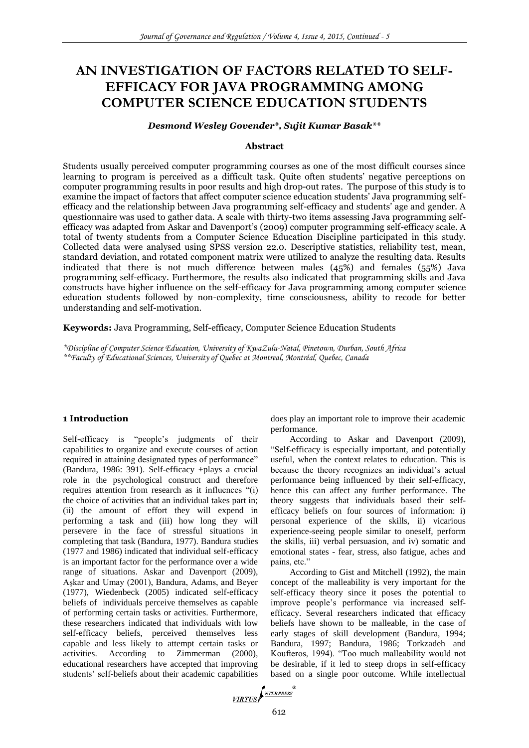# AN INVESTIGATION OF FACTORS RELATED TO SELF-EFFICACY FOR JAVA PROGRAMMING AMONG COMPUTER SCIENCE EDUCATION STUDENTS

***Desmond Wesley Govender\*, Sujit Kumar Basak\*\****

### Abstract

Students usually perceived computer programming courses as one of the most difficult courses since learning to program is perceived as a difficult task. Quite often students' negative perceptions on computer programming results in poor results and high drop-out rates. The purpose of this study is to examine the impact of factors that affect computer science education students' Java programming self-efficacy and the relationship between Java programming self-efficacy and students' age and gender. A questionnaire was used to gather data. A scale with thirty-two items assessing Java programming self-efficacy was adapted from Askar and Davenport's (2009) computer programming self-efficacy scale. A total of twenty students from a Computer Science Education Discipline participated in this study. Collected data were analysed using SPSS version 22.0. Descriptive statistics, reliability test, mean, standard deviation, and rotated component matrix were utilized to analyze the resulting data. Results indicated that there is not much difference between males (45%) and females (55%) Java programming self-efficacy. Furthermore, the results also indicated that programming skills and Java constructs have higher influence on the self-efficacy for Java programming among computer science education students followed by non-complexity, time consciousness, ability to recode for better understanding and self-motivation.

**Keywords:** Java Programming, Self-efficacy, Computer Science Education Students

*\*Discipline of Computer Science Education, University of KwaZulu-Natal, Pinetown, Durban, South Africa*
*\*\*Faculty of Educational Sciences, University of Quebec at Montreal, Montréal, Quebec, Canada*

## 1 Introduction

Self-efficacy is "people's judgments of their capabilities to organize and execute courses of action required in attaining designated types of performance" (Bandura, 1986: 391). Self-efficacy +plays a crucial role in the psychological construct and therefore requires attention from research as it influences "(i) the choice of activities that an individual takes part in; (ii) the amount of effort they will expend in performing a task and (iii) how long they will persevere in the face of stressful situations in completing that task (Bandura, 1977). Bandura studies (1977 and 1986) indicated that individual self-efficacy is an important factor for the performance over a wide range of situations. Askar and Davenport (2009), Aşkar and Umay (2001), Bandura, Adams, and Beyer (1977), Wiedenbeck (2005) indicated self-efficacy beliefs of individuals perceive themselves as capable of performing certain tasks or activities. Furthermore, these researchers indicated that individuals with low self-efficacy beliefs, perceived themselves less capable and less likely to attempt certain tasks or activities. According to Zimmerman (2000), educational researchers have accepted that improving students' self-beliefs about their academic capabilities does play an important role to improve their academic performance.

According to Askar and Davenport (2009), "Self-efficacy is especially important, and potentially useful, when the context relates to education. This is because the theory recognizes an individual's actual performance being influenced by their self-efficacy, hence this can affect any further performance. The theory suggests that individuals based their self-efficacy beliefs on four sources of information: i) personal experience of the skills, ii) vicarious experience-seeing people similar to oneself, perform the skills, iii) verbal persuasion, and iv) somatic and emotional states - fear, stress, also fatigue, aches and pains, etc."

According to Gist and Mitchell (1992), the main concept of the malleability is very important for the self-efficacy theory since it poses the potential to improve people's performance via increased self-efficacy. Several researchers indicated that efficacy beliefs have shown to be malleable, in the case of early stages of skill development (Bandura, 1994; Bandura, 1997; Bandura, 1986; Torkzadeh and Koufteros, 1994). "Too much malleability would not be desirable, if it led to steep drops in self-efficacy based on a single poor outcome. While intellectual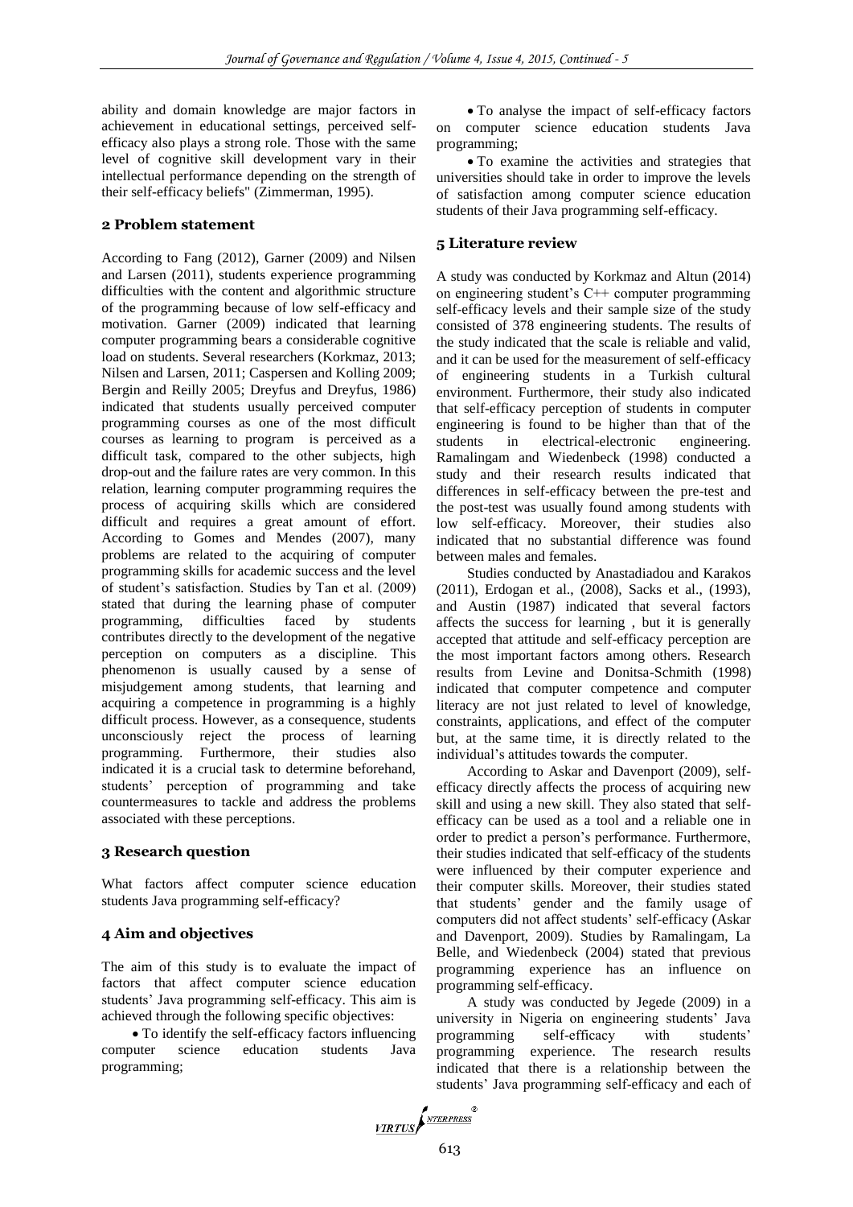ability and domain knowledge are major factors in achievement in educational settings, perceived self-efficacy also plays a strong role. Those with the same level of cognitive skill development vary in their intellectual performance depending on the strength of their self-efficacy beliefs" (Zimmerman, 1995).

## 2 Problem statement

According to Fang (2012), Garner (2009) and Nilsen and Larsen (2011), students experience programming difficulties with the content and algorithmic structure of the programming because of low self-efficacy and motivation. Garner (2009) indicated that learning computer programming bears a considerable cognitive load on students. Several researchers (Korkmaz, 2013; Nilsen and Larsen, 2011; Caspersen and Kolling 2009; Bergin and Reilly 2005; Dreyfus and Dreyfus, 1986) indicated that students usually perceived computer programming courses as one of the most difficult courses as learning to program is perceived as a difficult task, compared to the other subjects, high drop-out and the failure rates are very common. In this relation, learning computer programming requires the process of acquiring skills which are considered difficult and requires a great amount of effort. According to Gomes and Mendes (2007), many problems are related to the acquiring of computer programming skills for academic success and the level of student's satisfaction. Studies by Tan et al. (2009) stated that during the learning phase of computer programming, difficulties faced by students contributes directly to the development of the negative perception on computers as a discipline. This phenomenon is usually caused by a sense of misjudgement among students, that learning and acquiring a competence in programming is a highly difficult process. However, as a consequence, students unconsciously reject the process of learning programming. Furthermore, their studies also indicated it is a crucial task to determine beforehand, students' perception of programming and take countermeasures to tackle and address the problems associated with these perceptions.

## 3 Research question

What factors affect computer science education students Java programming self-efficacy?

## 4 Aim and objectives

The aim of this study is to evaluate the impact of factors that affect computer science education students' Java programming self-efficacy. This aim is achieved through the following specific objectives:

- To identify the self-efficacy factors influencing computer science education students Java programming;
- To analyse the impact of self-efficacy factors on computer science education students Java programming;
- To examine the activities and strategies that universities should take in order to improve the levels of satisfaction among computer science education students of their Java programming self-efficacy.

## 5 Literature review

A study was conducted by Korkmaz and Altun (2014) on engineering student's C++ computer programming self-efficacy levels and their sample size of the study consisted of 378 engineering students. The results of the study indicated that the scale is reliable and valid, and it can be used for the measurement of self-efficacy of engineering students in a Turkish cultural environment. Furthermore, their study also indicated that self-efficacy perception of students in computer engineering is found to be higher than that of the students in electrical-electronic engineering. Ramalingam and Wiedenbeck (1998) conducted a study and their research results indicated that differences in self-efficacy between the pre-test and the post-test was usually found among students with low self-efficacy. Moreover, their studies also indicated that no substantial difference was found between males and females.

Studies conducted by Anastadiadou and Karakos (2011), Erdogan et al., (2008), Sacks et al., (1993), and Austin (1987) indicated that several factors affects the success for learning , but it is generally accepted that attitude and self-efficacy perception are the most important factors among others. Research results from Levine and Donitsa-Schmith (1998) indicated that computer competence and computer literacy are not just related to level of knowledge, constraints, applications, and effect of the computer but, at the same time, it is directly related to the individual's attitudes towards the computer.

According to Askar and Davenport (2009), self-efficacy directly affects the process of acquiring new skill and using a new skill. They also stated that self-efficacy can be used as a tool and a reliable one in order to predict a person's performance. Furthermore, their studies indicated that self-efficacy of the students were influenced by their computer experience and their computer skills. Moreover, their studies stated that students' gender and the family usage of computers did not affect students' self-efficacy (Askar and Davenport, 2009). Studies by Ramalingam, La Belle, and Wiedenbeck (2004) stated that previous programming experience has an influence on programming self-efficacy.

A study was conducted by Jegede (2009) in a university in Nigeria on engineering students' Java programming self-efficacy with students' programming experience. The research results indicated that there is a relationship between the students' Java programming self-efficacy and each of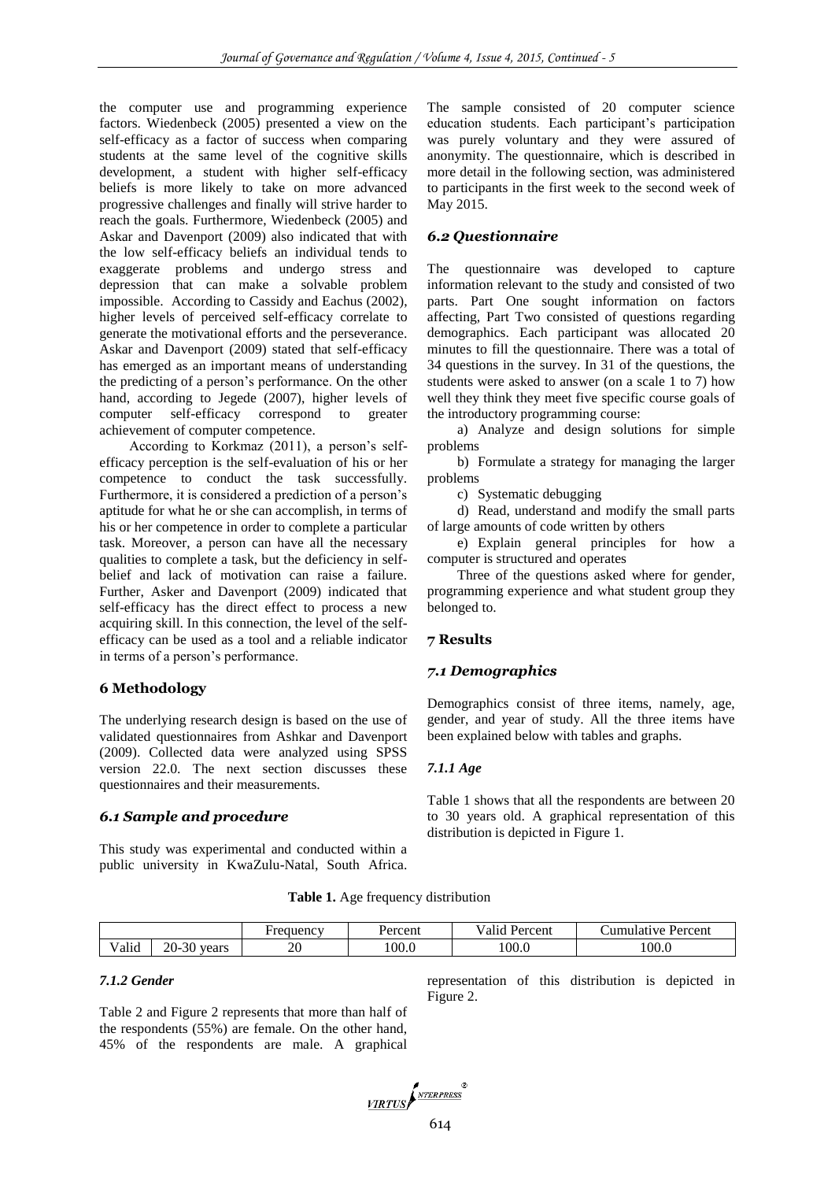the computer use and programming experience factors. Wiedenbeck (2005) presented a view on the self-efficacy as a factor of success when comparing students at the same level of the cognitive skills development, a student with higher self-efficacy beliefs is more likely to take on more advanced progressive challenges and finally will strive harder to reach the goals. Furthermore, Wiedenbeck (2005) and Askar and Davenport (2009) also indicated that with the low self-efficacy beliefs an individual tends to exaggerate problems and undergo stress and depression that can make a solvable problem impossible. According to Cassidy and Eachus (2002), higher levels of perceived self-efficacy correlate to generate the motivational efforts and the perseverance. Askar and Davenport (2009) stated that self-efficacy has emerged as an important means of understanding the predicting of a person's performance. On the other hand, according to Jegede (2007), higher levels of computer self-efficacy correspond to greater achievement of computer competence.

According to Korkmaz (2011), a person's self-efficacy perception is the self-evaluation of his or her competence to conduct the task successfully. Furthermore, it is considered a prediction of a person's aptitude for what he or she can accomplish, in terms of his or her competence in order to complete a particular task. Moreover, a person can have all the necessary qualities to complete a task, but the deficiency in self-belief and lack of motivation can raise a failure. Further, Asker and Davenport (2009) indicated that self-efficacy has the direct effect to process a new acquiring skill. In this connection, the level of the self-efficacy can be used as a tool and a reliable indicator in terms of a person's performance.

## 6 Methodology

The underlying research design is based on the use of validated questionnaires from Ashkar and Davenport (2009). Collected data were analyzed using SPSS version 22.0. The next section discusses these questionnaires and their measurements.

### 6.1 Sample and procedure

This study was experimental and conducted within a public university in KwaZulu-Natal, South Africa. The sample consisted of 20 computer science education students. Each participant's participation was purely voluntary and they were assured of anonymity. The questionnaire, which is described in more detail in the following section, was administered to participants in the first week to the second week of May 2015.

### 6.2 Questionnaire

The questionnaire was developed to capture information relevant to the study and consisted of two parts. Part One sought information on factors affecting, Part Two consisted of questions regarding demographics. Each participant was allocated 20 minutes to fill the questionnaire. There was a total of 34 questions in the survey. In 31 of the questions, the students were asked to answer (on a scale 1 to 7) how well they think they meet five specific course goals of the introductory programming course:

a) Analyze and design solutions for simple problems

b) Formulate a strategy for managing the larger problems

c) Systematic debugging

d) Read, understand and modify the small parts of large amounts of code written by others

e) Explain general principles for how a computer is structured and operates

Three of the questions asked where for gender, programming experience and what student group they belonged to.

## 7 Results

### 7.1 Demographics

Demographics consist of three items, namely, age, gender, and year of study. All the three items have been explained below with tables and graphs.

#### 7.1.1 Age

Table 1 shows that all the respondents are between 20 to 30 years old. A graphical representation of this distribution is depicted in Figure 1.

**Table 1.** Age frequency distribution

| | | Frequency | Percent | Valid Percent | Cumulative Percent |
|---|---|---|---|---|---|
| Valid | 20-30 years | 20 | 100.0 | 100.0 | 100.0 |

#### 7.1.2 Gender

Table 2 and Figure 2 represents that more than half of the respondents (55%) are female. On the other hand, 45% of the respondents are male. A graphical representation of this distribution is depicted in Figure 2.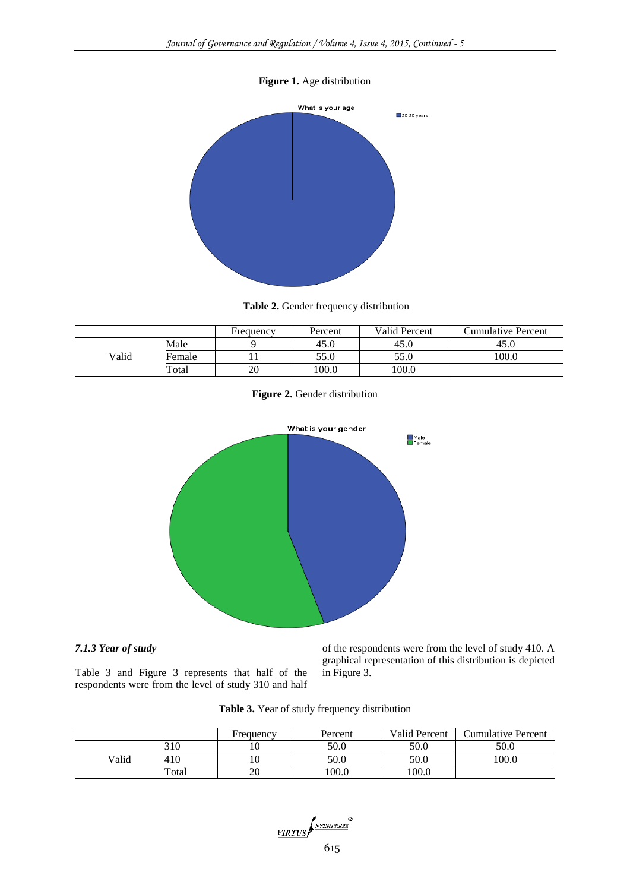**Figure 1.** Age distribution

**Table 2.** Gender frequency distribution

| | | Frequency | Percent | Valid Percent | Cumulative Percent |
|---|---|---|---|---|---|
| Valid | Male | 9 | 45.0 | 45.0 | 45.0 |
| | Female | 11 | 55.0 | 55.0 | 100.0 |
| | Total | 20 | 100.0 | 100.0 | |

**Figure 2.** Gender distribution

#### *7.1.3 Year of study*

Table 3 and Figure 3 represents that half of the respondents were from the level of study 310 and half of the respondents were from the level of study 410. A graphical representation of this distribution is depicted in Figure 3.

**Table 3.** Year of study frequency distribution

| | | Frequency | Percent | Valid Percent | Cumulative Percent |
|---|---|---|---|---|---|
| Valid | 310 | 10 | 50.0 | 50.0 | 50.0 |
| | 410 | 10 | 50.0 | 50.0 | 100.0 |
| | Total | 20 | 100.0 | 100.0 | |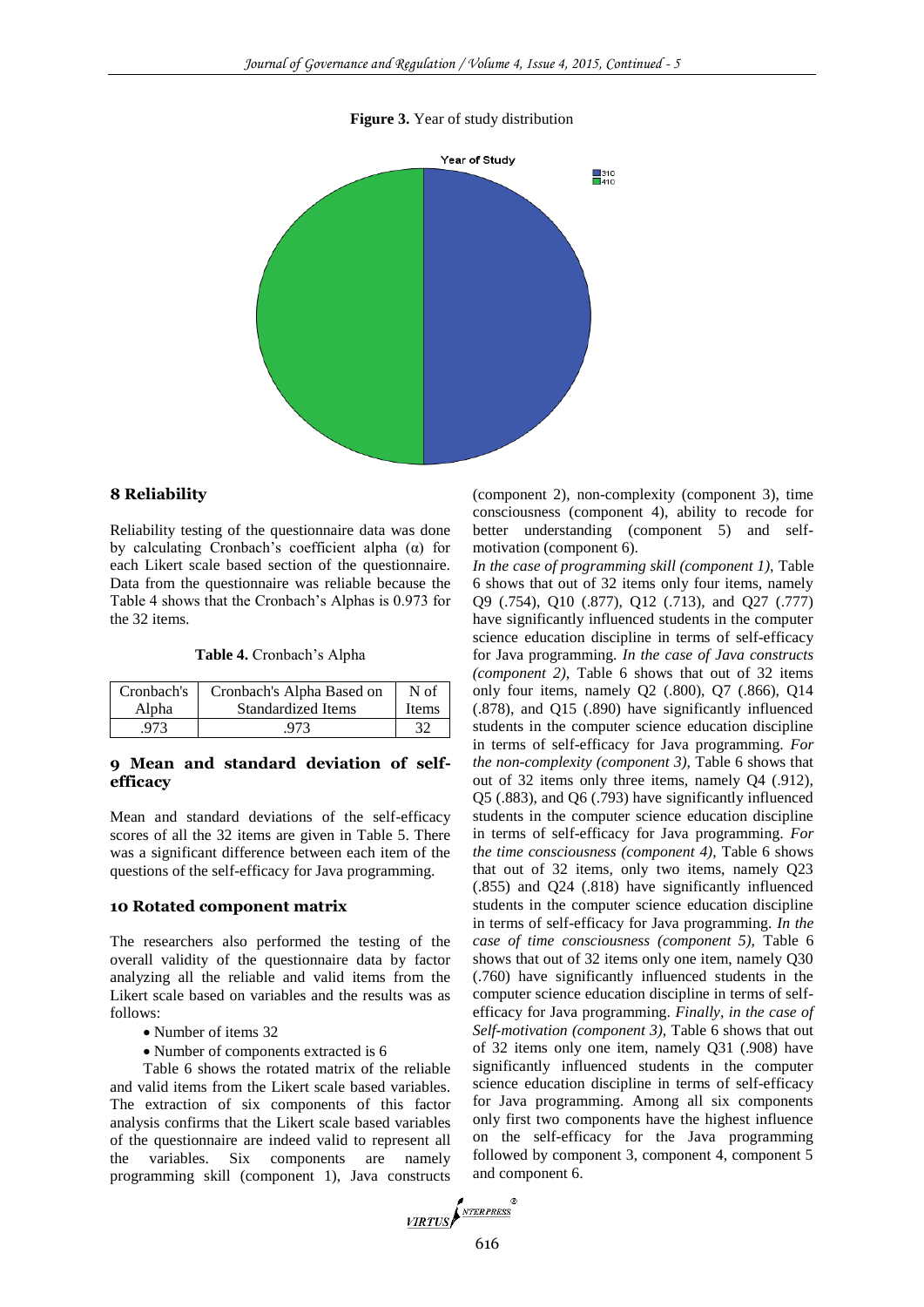**Figure 3.** Year of study distribution

## 8 Reliability

Reliability testing of the questionnaire data was done by calculating Cronbach's coefficient alpha (α) for each Likert scale based section of the questionnaire. Data from the questionnaire was reliable because the Table 4 shows that the Cronbach's Alphas is 0.973 for the 32 items.

**Table 4.** Cronbach's Alpha

| Cronbach's Alpha | Cronbach's Alpha Based on Standardized Items | N of Items |
|---|---|---|
| .973 | .973 | 32 |

## 9 Mean and standard deviation of self-efficacy

Mean and standard deviations of the self-efficacy scores of all the 32 items are given in Table 5. There was a significant difference between each item of the questions of the self-efficacy for Java programming.

## 10 Rotated component matrix

The researchers also performed the testing of the overall validity of the questionnaire data by factor analyzing all the reliable and valid items from the Likert scale based on variables and the results was as follows:

- Number of items 32
- Number of components extracted is 6

Table 6 shows the rotated matrix of the reliable and valid items from the Likert scale based variables. The extraction of six components of this factor analysis confirms that the Likert scale based variables of the questionnaire are indeed valid to represent all the variables. Six components are namely programming skill (component 1), Java constructs (component 2), non-complexity (component 3), time consciousness (component 4), ability to recode for better understanding (component 5) and self-motivation (component 6).

*In the case of programming skill (component 1),* Table 6 shows that out of 32 items only four items, namely Q9 (.754), Q10 (.877), Q12 (.713), and Q27 (.777) have significantly influenced students in the computer science education discipline in terms of self-efficacy for Java programming. *In the case of Java constructs (component 2),* Table 6 shows that out of 32 items only four items, namely Q2 (.800), Q7 (.866), Q14 (.878), and Q15 (.890) have significantly influenced students in the computer science education discipline in terms of self-efficacy for Java programming. *For the non-complexity (component 3),* Table 6 shows that out of 32 items only three items, namely Q4 (.912), Q5 (.883), and Q6 (.793) have significantly influenced students in the computer science education discipline in terms of self-efficacy for Java programming. *For the time consciousness (component 4),* Table 6 shows that out of 32 items, only two items, namely Q23 (.855) and Q24 (.818) have significantly influenced students in the computer science education discipline in terms of self-efficacy for Java programming. *In the case of time consciousness (component 5),* Table 6 shows that out of 32 items only one item, namely Q30 (.760) have significantly influenced students in the computer science education discipline in terms of self-efficacy for Java programming. *Finally, in the case of Self-motivation (component 3),* Table 6 shows that out of 32 items only one item, namely Q31 (.908) have significantly influenced students in the computer science education discipline in terms of self-efficacy for Java programming. Among all six components only first two components have the highest influence on the self-efficacy for the Java programming followed by component 3, component 4, component 5 and component 6.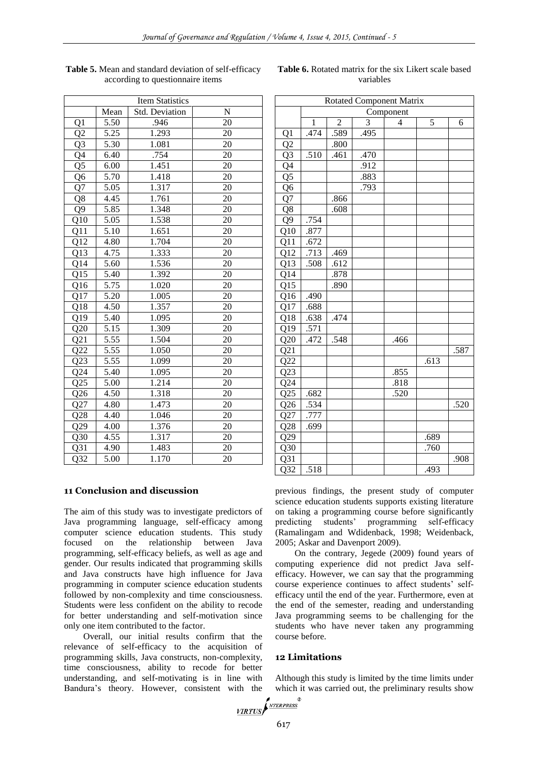**Table 5.** Mean and standard deviation of self-efficacy according to questionnaire items

| Item Statistics | | | |
|---|---|---|---|
| | Mean | Std. Deviation | N |
| Q1 | 5.50 | .946 | 20 |
| Q2 | 5.25 | 1.293 | 20 |
| Q3 | 5.30 | 1.081 | 20 |
| Q4 | 6.40 | .754 | 20 |
| Q5 | 6.00 | 1.451 | 20 |
| Q6 | 5.70 | 1.418 | 20 |
| Q7 | 5.05 | 1.317 | 20 |
| Q8 | 4.45 | 1.761 | 20 |
| Q9 | 5.85 | 1.348 | 20 |
| Q10 | 5.05 | 1.538 | 20 |
| Q11 | 5.10 | 1.651 | 20 |
| Q12 | 4.80 | 1.704 | 20 |
| Q13 | 4.75 | 1.333 | 20 |
| Q14 | 5.60 | 1.536 | 20 |
| Q15 | 5.40 | 1.392 | 20 |
| Q16 | 5.75 | 1.020 | 20 |
| Q17 | 5.20 | 1.005 | 20 |
| Q18 | 4.50 | 1.357 | 20 |
| Q19 | 5.40 | 1.095 | 20 |
| Q20 | 5.15 | 1.309 | 20 |
| Q21 | 5.55 | 1.504 | 20 |
| Q22 | 5.55 | 1.050 | 20 |
| Q23 | 5.55 | 1.099 | 20 |
| Q24 | 5.40 | 1.095 | 20 |
| Q25 | 5.00 | 1.214 | 20 |
| Q26 | 4.50 | 1.318 | 20 |
| Q27 | 4.80 | 1.473 | 20 |
| Q28 | 4.40 | 1.046 | 20 |
| Q29 | 4.00 | 1.376 | 20 |
| Q30 | 4.55 | 1.317 | 20 |
| Q31 | 4.90 | 1.483 | 20 |
| Q32 | 5.00 | 1.170 | 20 |

**Table 6.** Rotated matrix for the six Likert scale based variables

| Rotated Component Matrix | | | | | | |
|---|---|---|---|---|---|---|
| | Component | | | | | |
| | 1 | 2 | 3 | 4 | 5 | 6 |
| Q1 | .474 | .589 | .495 | | | |
| Q2 | | .800 | | | | |
| Q3 | .510 | .461 | .470 | | | |
| Q4 | | | .912 | | | |
| Q5 | | | .883 | | | |
| Q6 | | | .793 | | | |
| Q7 | | .866 | | | | |
| Q8 | | .608 | | | | |
| Q9 | .754 | | | | | |
| Q10 | .877 | | | | | |
| Q11 | .672 | | | | | |
| Q12 | .713 | .469 | | | | |
| Q13 | .508 | .612 | | | | |
| Q14 | | .878 | | | | |
| Q15 | | .890 | | | | |
| Q16 | .490 | | | | | |
| Q17 | .688 | | | | | |
| Q18 | .638 | .474 | | | | |
| Q19 | .571 | | | | | |
| Q20 | .472 | .548 | | .466 | | |
| Q21 | | | | | | .587 |
| Q22 | | | | | .613 | |
| Q23 | | | | .855 | | |
| Q24 | | | | .818 | | |
| Q25 | .682 | | | .520 | | |
| Q26 | .534 | | | | | .520 |
| Q27 | .777 | | | | | |
| Q28 | .699 | | | | | |
| Q29 | | | | | .689 | |
| Q30 | | | | | .760 | |
| Q31 | | | | | | .908 |
| Q32 | .518 | | | | .493 | |

## 11 Conclusion and discussion

The aim of this study was to investigate predictors of Java programming language, self-efficacy among computer science education students. This study focused on the relationship between Java programming, self-efficacy beliefs, as well as age and gender. Our results indicated that programming skills and Java constructs have high influence for Java programming in computer science education students followed by non-complexity and time consciousness. Students were less confident on the ability to recode for better understanding and self-motivation since only one item contributed to the factor.

Overall, our initial results confirm that the relevance of self-efficacy to the acquisition of programming skills, Java constructs, non-complexity, time consciousness, ability to recode for better understanding, and self-motivating is in line with Bandura's theory. However, consistent with the previous findings, the present study of computer science education students supports existing literature on taking a programming course before significantly predicting students' programming self-efficacy (Ramalingam and Wdidenback, 1998; Weidenback, 2005; Askar and Davenport 2009).

On the contrary, Jegede (2009) found years of computing experience did not predict Java self-efficacy. However, we can say that the programming course experience continues to affect students' self-efficacy until the end of the year. Furthermore, even at the end of the semester, reading and understanding Java programming seems to be challenging for the students who have never taken any programming course before.

## 12 Limitations

Although this study is limited by the time limits under which it was carried out, the preliminary results show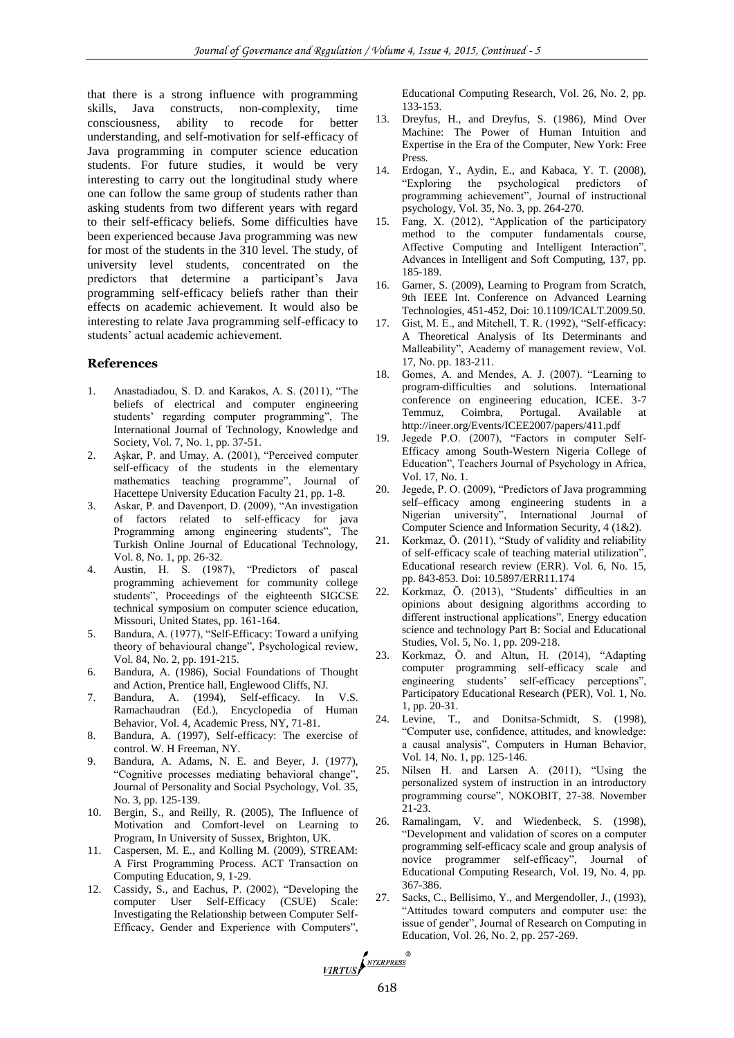that there is a strong influence with programming skills, Java constructs, non-complexity, time consciousness, ability to recode for better understanding, and self-motivation for self-efficacy of Java programming in computer science education students. For future studies, it would be very interesting to carry out the longitudinal study where one can follow the same group of students rather than asking students from two different years with regard to their self-efficacy beliefs. Some difficulties have been experienced because Java programming was new for most of the students in the 310 level. The study, of university level students, concentrated on the predictors that determine a participant's Java programming self-efficacy beliefs rather than their effects on academic achievement. It would also be interesting to relate Java programming self-efficacy to students' actual academic achievement.

## References

1. Anastadiadou, S. D. and Karakos, A. S. (2011), "The beliefs of electrical and computer engineering students' regarding computer programming", The International Journal of Technology, Knowledge and Society, Vol. 7, No. 1, pp. 37-51.
2. Aşkar, P. and Umay, A. (2001), "Perceived computer self-efficacy of the students in the elementary mathematics teaching programme", Journal of Hacettepe University Education Faculty 21, pp. 1-8.
3. Askar, P. and Davenport, D. (2009), "An investigation of factors related to self-efficacy for java Programming among engineering students", The Turkish Online Journal of Educational Technology, Vol. 8, No. 1, pp. 26-32.
4. Austin, H. S. (1987), "Predictors of pascal programming achievement for community college students", Proceedings of the eighteenth SIGCSE technical symposium on computer science education, Missouri, United States, pp. 161-164.
5. Bandura, A. (1977), "Self-Efficacy: Toward a unifying theory of behavioural change", Psychological review, Vol. 84, No. 2, pp. 191-215.
6. Bandura, A. (1986), Social Foundations of Thought and Action, Prentice hall, Englewood Cliffs, NJ.
7. Bandura, A. (1994), Self-efficacy. In V.S. Ramachaudran (Ed.), Encyclopedia of Human Behavior, Vol. 4, Academic Press, NY, 71-81.
8. Bandura, A. (1997), Self-efficacy: The exercise of control. W. H Freeman, NY.
9. Bandura, A. Adams, N. E. and Beyer, J. (1977), "Cognitive processes mediating behavioral change", Journal of Personality and Social Psychology, Vol. 35, No. 3, pp. 125-139.
10. Bergin, S., and Reilly, R. (2005), The Influence of Motivation and Comfort-level on Learning to Program, In University of Sussex, Brighton, UK.
11. Caspersen, M. E., and Kolling M. (2009), STREAM: A First Programming Process. ACT Transaction on Computing Education, 9, 1-29.
12. Cassidy, S., and Eachus, P. (2002), "Developing the computer User Self-Efficacy (CSUE) Scale: Investigating the Relationship between Computer Self-Efficacy, Gender and Experience with Computers", Educational Computing Research, Vol. 26, No. 2, pp. 133-153.
13. Dreyfus, H., and Dreyfus, S. (1986), Mind Over Machine: The Power of Human Intuition and Expertise in the Era of the Computer, New York: Free Press.
14. Erdogan, Y., Aydin, E., and Kabaca, Y. T. (2008), "Exploring the psychological predictors of programming achievement", Journal of instructional psychology, Vol. 35, No. 3, pp. 264-270.
15. Fang, X. (2012), "Application of the participatory method to the computer fundamentals course, Affective Computing and Intelligent Interaction", Advances in Intelligent and Soft Computing, 137, pp. 185-189.
16. Garner, S. (2009), Learning to Program from Scratch, 9th IEEE Int. Conference on Advanced Learning Technologies, 451-452, Doi: 10.1109/ICALT.2009.50.
17. Gist, M. E., and Mitchell, T. R. (1992), "Self-efficacy: A Theoretical Analysis of Its Determinants and Malleability", Academy of management review, Vol. 17, No. pp. 183-211.
18. Gomes, A. and Mendes, A. J. (2007). "Learning to program-difficulties and solutions. International conference on engineering education, ICEE. 3-7 Temmuz, Coimbra, Portugal. Available at http://ineer.org/Events/ICEE2007/papers/411.pdf
19. Jegede P.O. (2007), "Factors in computer Self-Efficacy among South-Western Nigeria College of Education", Teachers Journal of Psychology in Africa, Vol. 17, No. 1.
20. Jegede, P. O. (2009), "Predictors of Java programming self–efficacy among engineering students in a Nigerian university", International Journal of Computer Science and Information Security, 4 (1&2).
21. Korkmaz, Ö. (2011), "Study of validity and reliability of self-efficacy scale of teaching material utilization", Educational research review (ERR). Vol. 6, No. 15, pp. 843-853. Doi: 10.5897/ERR11.174
22. Korkmaz, Ö. (2013), "Students' difficulties in an opinions about designing algorithms according to different instructional applications", Energy education science and technology Part B: Social and Educational Studies, Vol. 5, No. 1, pp. 209-218.
23. Korkmaz, Ö. and Altun, H. (2014), "Adapting computer programming self-efficacy scale and engineering students' self-efficacy perceptions", Participatory Educational Research (PER), Vol. 1, No. 1, pp. 20-31.
24. Levine, T., and Donitsa-Schmidt, S. (1998), "Computer use, confidence, attitudes, and knowledge: a causal analysis", Computers in Human Behavior, Vol. 14, No. 1, pp. 125-146.
25. Nilsen H. and Larsen A. (2011), "Using the personalized system of instruction in an introductory programming course", NOKOBIT, 27-38. November 21-23.
26. Ramalingam, V. and Wiedenbeck, S. (1998), "Development and validation of scores on a computer programming self-efficacy scale and group analysis of novice programmer self-efficacy", Journal of Educational Computing Research, Vol. 19, No. 4, pp. 367-386.
27. Sacks, C., Bellisimo, Y., and Mergendoller, J., (1993), "Attitudes toward computers and computer use: the issue of gender", Journal of Research on Computing in Education, Vol. 26, No. 2, pp. 257-269.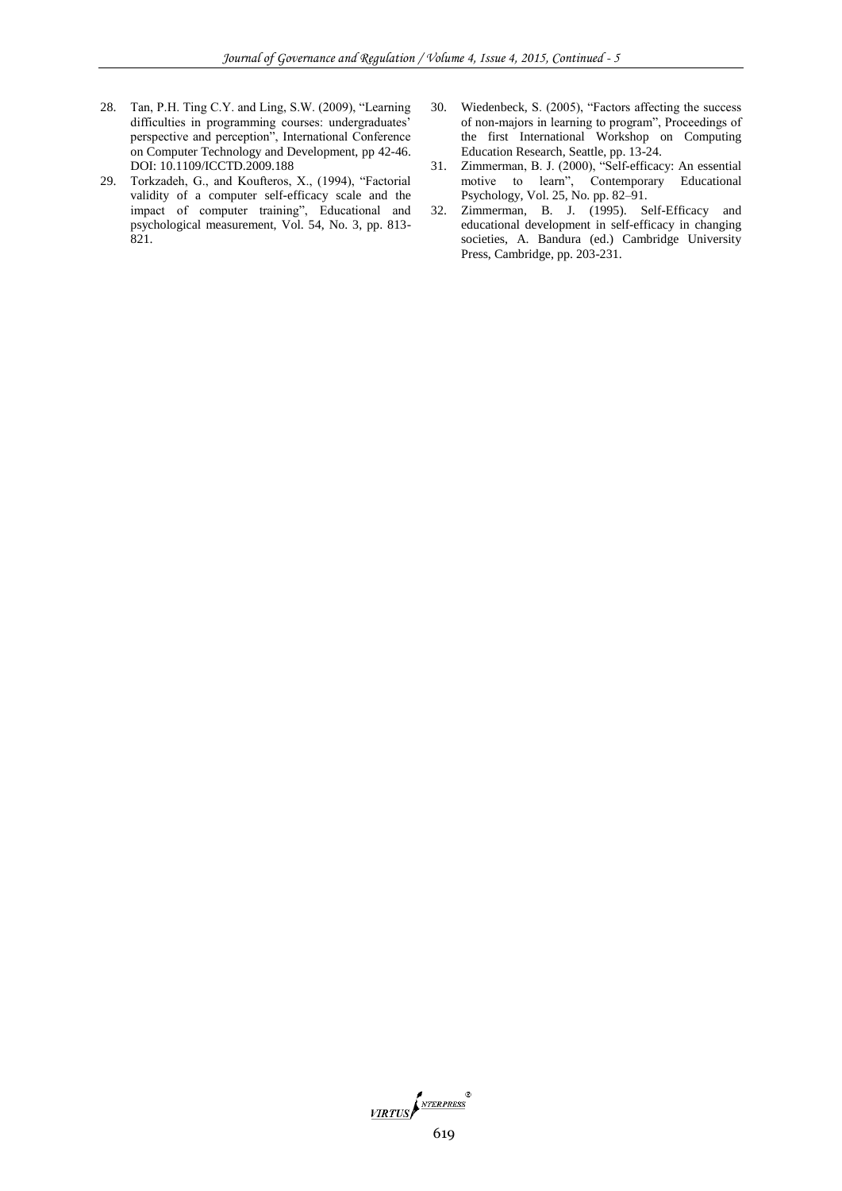28. Tan, P.H. Ting C.Y. and Ling, S.W. (2009), "Learning difficulties in programming courses: undergraduates' perspective and perception", International Conference on Computer Technology and Development, pp 42-46. DOI: 10.1109/ICCTD.2009.188
29. Torkzadeh, G., and Koufteros, X., (1994), "Factorial validity of a computer self-efficacy scale and the impact of computer training", Educational and psychological measurement, Vol. 54, No. 3, pp. 813-821.
30. Wiedenbeck, S. (2005), "Factors affecting the success of non-majors in learning to program", Proceedings of the first International Workshop on Computing Education Research, Seattle, pp. 13-24.
31. Zimmerman, B. J. (2000), "Self-efficacy: An essential motive to learn", Contemporary Educational Psychology, Vol. 25, No. pp. 82–91.
32. Zimmerman, B. J. (1995). Self-Efficacy and educational development in self-efficacy in changing societies, A. Bandura (ed.) Cambridge University Press, Cambridge, pp. 203-231.